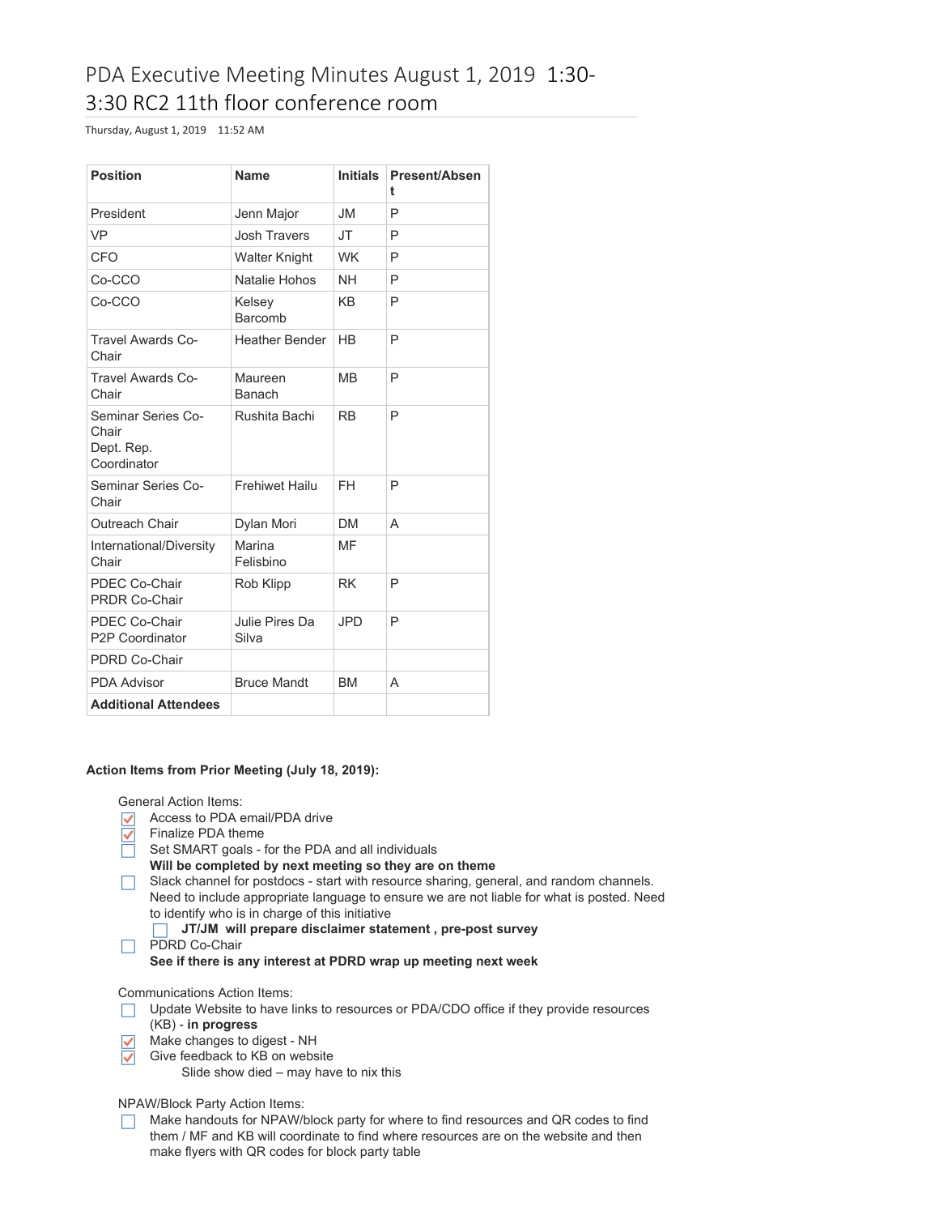# PDA Executive Meeting Minutes August 1, 2019 1:30-3:30 RC2 11th floor conference room

Thursday, August 1, 2019 11:52 AM

| Position | Name | Initials | Present/Absent |
|---|---|---|---|
| President | Jenn Major | JM | P |
| VP | Josh Travers | JT | P |
| CFO | Walter Knight | WK | P |
| Co-CCO | Natalie Hohos | NH | P |
| Co-CCO | Kelsey Barcomb | KB | P |
| Travel Awards Co-Chair | Heather Bender | HB | P |
| Travel Awards Co-Chair | Maureen Banach | MB | P |
| Seminar Series Co-Chair<br>Dept. Rep. Coordinator | Rushita Bachi | RB | P |
| Seminar Series Co-Chair | Frehiwet Hailu | FH | P |
| Outreach Chair | Dylan Mori | DM | A |
| International/Diversity Chair | Marina Felisbino | MF | |
| PDEC Co-Chair<br>PRDR Co-Chair | Rob Klipp | RK | P |
| PDEC Co-Chair<br>P2P Coordinator | Julie Pires Da Silva | JPD | P |
| PDRD Co-Chair | | | |
| PDA Advisor | Bruce Mandt | BM | A |
| **Additional Attendees** | | | |

**Action Items from Prior Meeting (July 18, 2019):**

General Action Items:

- [x] Access to PDA email/PDA drive
- [x] Finalize PDA theme
- [ ] Set SMART goals - for the PDA and all individuals
  **Will be completed by next meeting so they are on theme**
- [ ] Slack channel for postdocs - start with resource sharing, general, and random channels. Need to include appropriate language to ensure we are not liable for what is posted. Need to identify who is in charge of this initiative
  - [ ] **JT/JM will prepare disclaimer statement , pre-post survey**
- [ ] PDRD Co-Chair
  **See if there is any interest at PDRD wrap up meeting next week**

Communications Action Items:

- [ ] Update Website to have links to resources or PDA/CDO office if they provide resources (KB) - **in progress**
- [x] Make changes to digest - NH
- [x] Give feedback to KB on website
  - Slide show died – may have to nix this

NPAW/Block Party Action Items:

- [ ] Make handouts for NPAW/block party for where to find resources and QR codes to find them / MF and KB will coordinate to find where resources are on the website and then make flyers with QR codes for block party table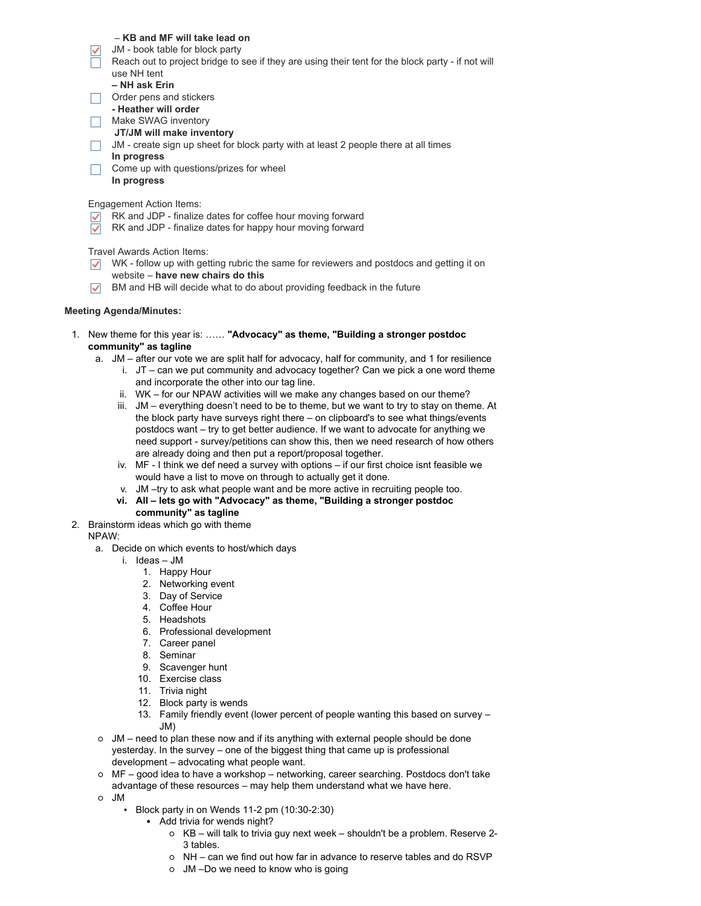– **KB and MF will take lead on**

- [x] JM - book table for block party
- [ ] Reach out to project bridge to see if they are using their tent for the block party - if not will use NH tent
  **– NH ask Erin**
- [ ] Order pens and stickers
  **- Heather will order**
- [ ] Make SWAG inventory
  **JT/JM will make inventory**
- [ ] JM - create sign up sheet for block party with at least 2 people there at all times
  **In progress**
- [ ] Come up with questions/prizes for wheel
  **In progress**

Engagement Action Items:

- [x] RK and JDP - finalize dates for coffee hour moving forward
- [x] RK and JDP - finalize dates for happy hour moving forward

Travel Awards Action Items:

- [x] WK - follow up with getting rubric the same for reviewers and postdocs and getting it on website – **have new chairs do this**
- [x] BM and HB will decide what to do about providing feedback in the future

**Meeting Agenda/Minutes:**

1. New theme for this year is: …… **"Advocacy" as theme, "Building a stronger postdoc community" as tagline**
   a. JM – after our vote we are split half for advocacy, half for community, and 1 for resilience
      i. JT – can we put community and advocacy together? Can we pick a one word theme and incorporate the other into our tag line.
      ii. WK – for our NPAW activities will we make any changes based on our theme?
      iii. JM – everything doesn't need to be to theme, but we want to try to stay on theme. At the block party have surveys right there – on clipboard's to see what things/events postdocs want – try to get better audience. If we want to advocate for anything we need support - survey/petitions can show this, then we need research of how others are already doing and then put a report/proposal together.
      iv. MF - I think we def need a survey with options – if our first choice isnt feasible we would have a list to move on through to actually get it done.
      v. JM –try to ask what people want and be more active in recruiting people too.
      vi. **All – lets go with "Advocacy" as theme, "Building a stronger postdoc community" as tagline**
2. Brainstorm ideas which go with theme
   NPAW:
   a. Decide on which events to host/which days
      i. Ideas – JM
         1. Happy Hour
         2. Networking event
         3. Day of Service
         4. Coffee Hour
         5. Headshots
         6. Professional development
         7. Career panel
         8. Seminar
         9. Scavenger hunt
         10. Exercise class
         11. Trivia night
         12. Block party is wends
         13. Family friendly event (lower percent of people wanting this based on survey – JM)
   - JM – need to plan these now and if its anything with external people should be done yesterday. In the survey – one of the biggest thing that came up is professional development – advocating what people want.
   - MF – good idea to have a workshop – networking, career searching. Postdocs don't take advantage of these resources – may help them understand what we have here.
   - JM
     - Block party in on Wends 11-2 pm (10:30-2:30)
       - Add trivia for wends night?
         - KB – will talk to trivia guy next week – shouldn't be a problem. Reserve 2-3 tables.
         - NH – can we find out how far in advance to reserve tables and do RSVP
         - JM –Do we need to know who is going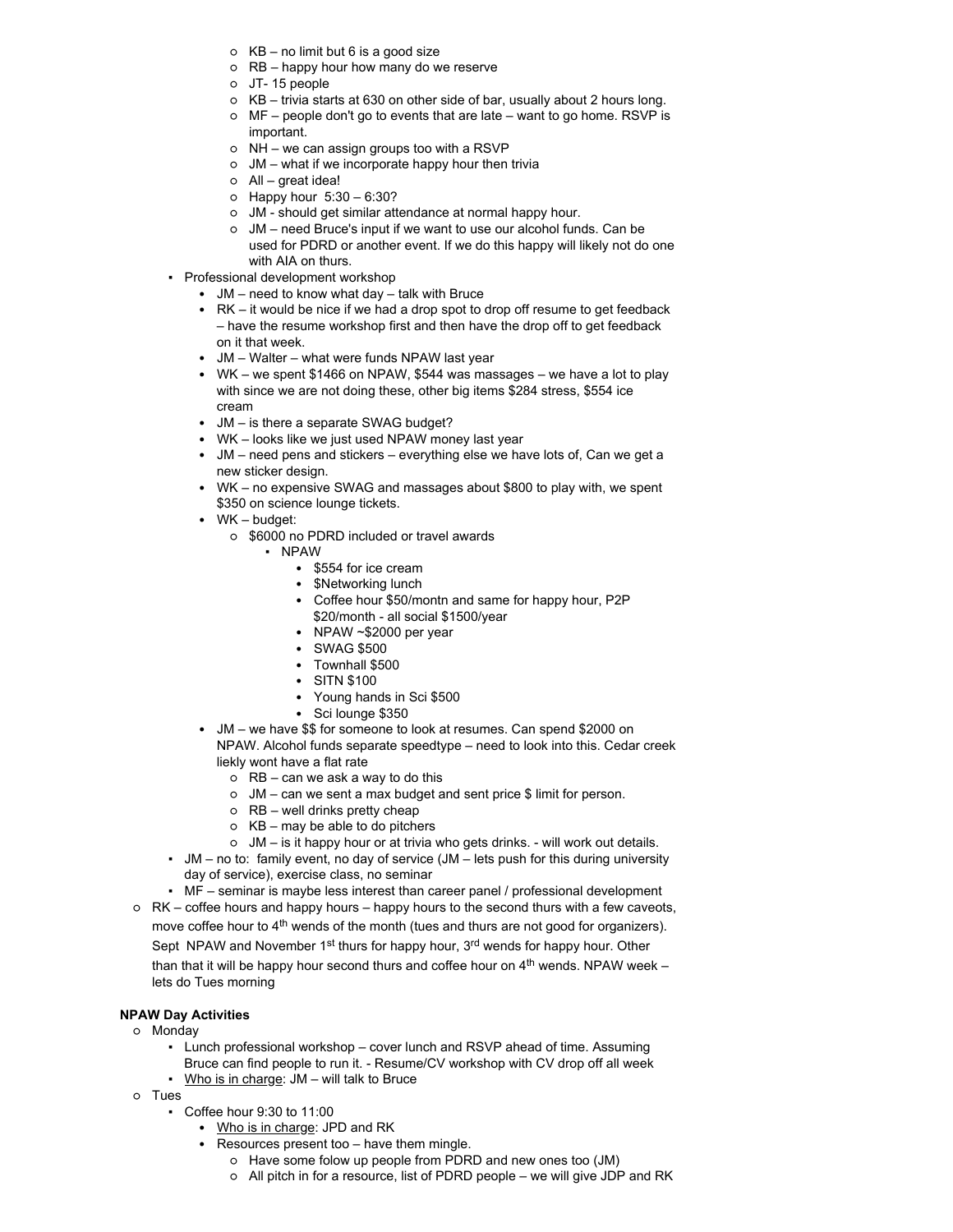- KB – no limit but 6 is a good size
    - RB – happy hour how many do we reserve
    - JT- 15 people
    - KB – trivia starts at 630 on other side of bar, usually about 2 hours long.
    - MF – people don't go to events that are late – want to go home. RSVP is important.
    - NH – we can assign groups too with a RSVP
    - JM – what if we incorporate happy hour then trivia
    - All – great idea!
    - Happy hour 5:30 – 6:30?
    - JM - should get similar attendance at normal happy hour.
    - JM – need Bruce's input if we want to use our alcohol funds. Can be used for PDRD or another event. If we do this happy will likely not do one with AIA on thurs.
  - Professional development workshop
    - JM – need to know what day – talk with Bruce
    - RK – it would be nice if we had a drop spot to drop off resume to get feedback – have the resume workshop first and then have the drop off to get feedback on it that week.
    - JM – Walter – what were funds NPAW last year
    - WK – we spent $1466 on NPAW, $544 was massages – we have a lot to play with since we are not doing these, other big items $284 stress, $554 ice cream
    - JM – is there a separate SWAG budget?
    - WK – looks like we just used NPAW money last year
    - JM – need pens and stickers – everything else we have lots of, Can we get a new sticker design.
    - WK – no expensive SWAG and massages about $800 to play with, we spent $350 on science lounge tickets.
    - WK – budget:
      - $6000 no PDRD included or travel awards
        - NPAW
          - $554 for ice cream
          - $Networking lunch
          - Coffee hour $50/montn and same for happy hour, P2P $20/month - all social $1500/year
          - NPAW ~$2000 per year
          - SWAG $500
          - Townhall $500
          - SITN $100
          - Young hands in Sci $500
          - Sci lounge $350
    - JM – we have $$ for someone to look at resumes. Can spend $2000 on NPAW. Alcohol funds separate speedtype – need to look into this. Cedar creek liekly wont have a flat rate
      - RB – can we ask a way to do this
      - JM – can we sent a max budget and sent price $ limit for person.
      - RB – well drinks pretty cheap
      - KB – may be able to do pitchers
      - JM – is it happy hour or at trivia who gets drinks. - will work out details.
  - JM – no to: family event, no day of service (JM – lets push for this during university day of service), exercise class, no seminar
  - MF – seminar is maybe less interest than career panel / professional development
- RK – coffee hours and happy hours – happy hours to the second thurs with a few caveots, move coffee hour to 4th wends of the month (tues and thurs are not good for organizers). Sept NPAW and November 1st thurs for happy hour, 3rd wends for happy hour. Other than that it will be happy hour second thurs and coffee hour on 4th wends. NPAW week – lets do Tues morning

**NPAW Day Activities**

- Monday
  - Lunch professional workshop – cover lunch and RSVP ahead of time. Assuming Bruce can find people to run it. - Resume/CV workshop with CV drop off all week
  - <u>Who is in charge</u>: JM – will talk to Bruce
- Tues
  - Coffee hour 9:30 to 11:00
    - <u>Who is in charge</u>: JPD and RK
    - Resources present too – have them mingle.
      - Have some folow up people from PDRD and new ones too (JM)
      - All pitch in for a resource, list of PDRD people – we will give JDP and RK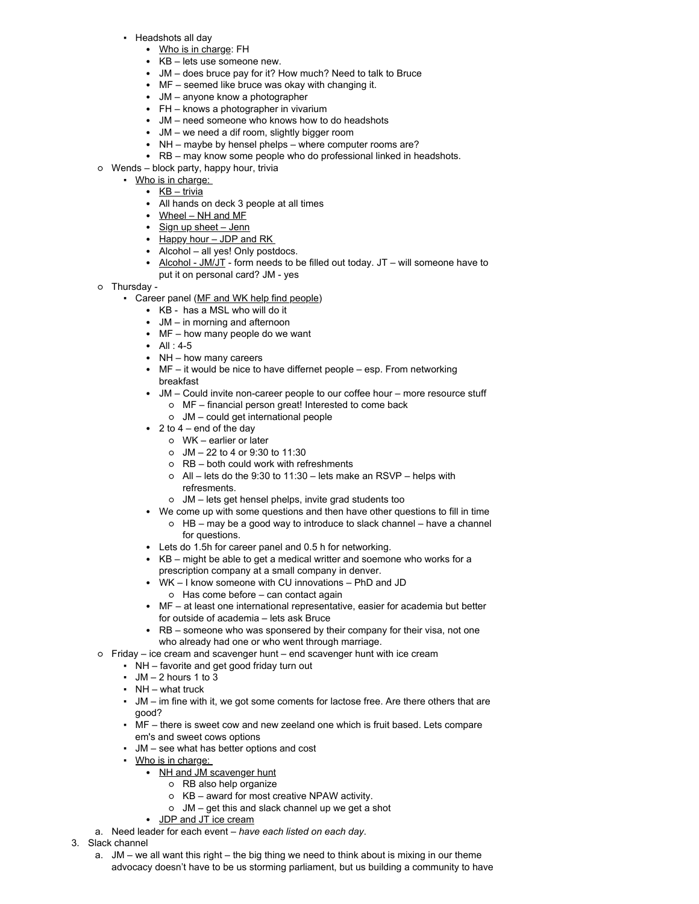- Headshots all day
  - <u>Who is in charge</u>: FH
  - KB – lets use someone new.
  - JM – does bruce pay for it? How much? Need to talk to Bruce
  - MF – seemed like bruce was okay with changing it.
  - JM – anyone know a photographer
  - FH – knows a photographer in vivarium
  - JM – need someone who knows how to do headshots
  - JM – we need a dif room, slightly bigger room
  - NH – maybe by hensel phelps – where computer rooms are?
  - RB – may know some people who do professional linked in headshots.

- Wends – block party, happy hour, trivia
  - <u>Who is in charge:</u>
    - <u>KB – trivia</u>
    - All hands on deck 3 people at all times
    - <u>Wheel – NH and MF</u>
    - <u>Sign up sheet – Jenn</u>
    - <u>Happy hour – JDP and RK</u>
    - Alcohol – all yes! Only postdocs.
    - <u>Alcohol - JM/JT</u> - form needs to be filled out today. JT – will someone have to put it on personal card? JM - yes
- Thursday -
  - Career panel (<u>MF and WK help find people</u>)
    - KB - has a MSL who will do it
    - JM – in morning and afternoon
    - MF – how many people do we want
    - All : 4-5
    - NH – how many careers
    - MF – it would be nice to have differnet people – esp. From networking breakfast
    - JM – Could invite non-career people to our coffee hour – more resource stuff
      - MF – financial person great! Interested to come back
      - JM – could get international people
    - 2 to 4 – end of the day
      - WK – earlier or later
      - JM – 22 to 4 or 9:30 to 11:30
      - RB – both could work with refreshments
      - All – lets do the 9:30 to 11:30 – lets make an RSVP – helps with refresments.
      - JM – lets get hensel phelps, invite grad students too
    - We come up with some questions and then have other questions to fill in time
      - HB – may be a good way to introduce to slack channel – have a channel for questions.
    - Lets do 1.5h for career panel and 0.5 h for networking.
    - KB – might be able to get a medical writter and soemone who works for a prescription company at a small company in denver.
    - WK – I know someone with CU innovations – PhD and JD
      - Has come before – can contact again
    - MF – at least one international representative, easier for academia but better for outside of academia – lets ask Bruce
    - RB – someone who was sponsered by their company for their visa, not one who already had one or who went through marriage.
- Friday – ice cream and scavenger hunt – end scavenger hunt with ice cream
  - NH – favorite and get good friday turn out
  - JM – 2 hours 1 to 3
  - NH – what truck
  - JM – im fine with it, we got some coments for lactose free. Are there others that are good?
  - MF – there is sweet cow and new zeeland one which is fruit based. Lets compare em's and sweet cows options
  - JM – see what has better options and cost
  - <u>Who is in charge:</u>
    - <u>NH and JM scavenger hunt</u>
      - RB also help organize
      - KB – award for most creative NPAW activity.
      - JM – get this and slack channel up we get a shot
    - <u>JDP and JT ice cream</u>

a. Need leader for each event – *have each listed on each day*.

3. Slack channel

   a. JM – we all want this right – the big thing we need to think about is mixing in our theme advocacy doesn't have to be us storming parliament, but us building a community to have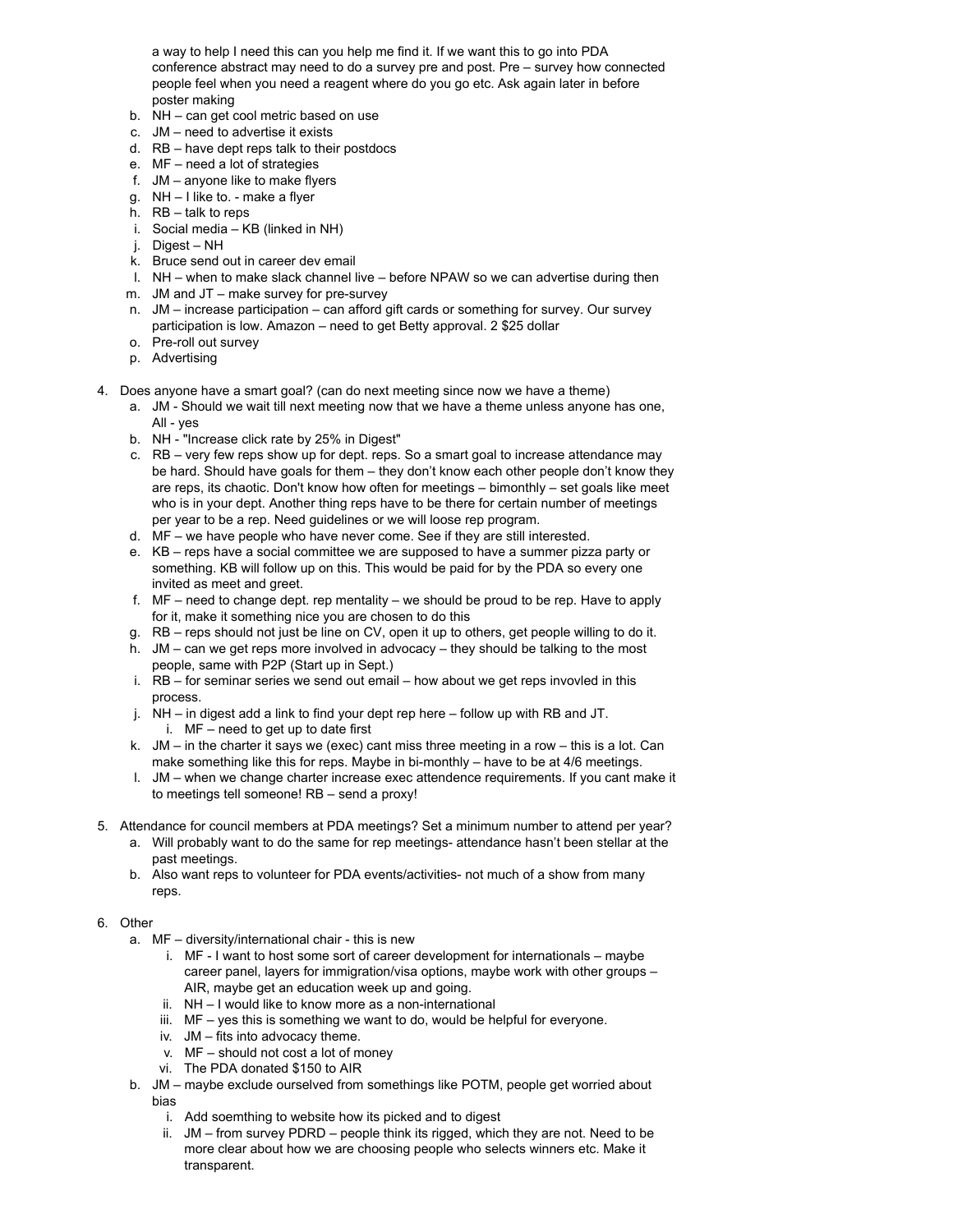a way to help I need this can you help me find it. If we want this to go into PDA conference abstract may need to do a survey pre and post. Pre – survey how connected people feel when you need a reagent where do you go etc. Ask again later in before poster making

b. NH – can get cool metric based on use
c. JM – need to advertise it exists
d. RB – have dept reps talk to their postdocs
e. MF – need a lot of strategies
f. JM – anyone like to make flyers
g. NH – I like to. - make a flyer
h. RB – talk to reps
i. Social media – KB (linked in NH)
j. Digest – NH
k. Bruce send out in career dev email
l. NH – when to make slack channel live – before NPAW so we can advertise during then
m. JM and JT – make survey for pre-survey
n. JM – increase participation – can afford gift cards or something for survey. Our survey participation is low. Amazon – need to get Betty approval. 2 $25 dollar
o. Pre-roll out survey
p. Advertising

4. Does anyone have a smart goal? (can do next meeting since now we have a theme)
   a. JM - Should we wait till next meeting now that we have a theme unless anyone has one, All - yes
   b. NH - "Increase click rate by 25% in Digest"
   c. RB – very few reps show up for dept. reps. So a smart goal to increase attendance may be hard. Should have goals for them – they don't know each other people don't know they are reps, its chaotic. Don't know how often for meetings – bimonthly – set goals like meet who is in your dept. Another thing reps have to be there for certain number of meetings per year to be a rep. Need guidelines or we will loose rep program.
   d. MF – we have people who have never come. See if they are still interested.
   e. KB – reps have a social committee we are supposed to have a summer pizza party or something. KB will follow up on this. This would be paid for by the PDA so every one invited as meet and greet.
   f. MF – need to change dept. rep mentality – we should be proud to be rep. Have to apply for it, make it something nice you are chosen to do this
   g. RB – reps should not just be line on CV, open it up to others, get people willing to do it.
   h. JM – can we get reps more involved in advocacy – they should be talking to the most people, same with P2P (Start up in Sept.)
   i. RB – for seminar series we send out email – how about we get reps invovled in this process.
   j. NH – in digest add a link to find your dept rep here – follow up with RB and JT.
      i. MF – need to get up to date first
   k. JM – in the charter it says we (exec) cant miss three meeting in a row – this is a lot. Can make something like this for reps. Maybe in bi-monthly – have to be at 4/6 meetings.
   l. JM – when we change charter increase exec attendence requirements. If you cant make it to meetings tell someone! RB – send a proxy!

5. Attendance for council members at PDA meetings? Set a minimum number to attend per year?
   a. Will probably want to do the same for rep meetings- attendance hasn't been stellar at the past meetings.
   b. Also want reps to volunteer for PDA events/activities- not much of a show from many reps.

6. Other
   a. MF – diversity/international chair - this is new
      i. MF - I want to host some sort of career development for internationals – maybe career panel, layers for immigration/visa options, maybe work with other groups – AIR, maybe get an education week up and going.
      ii. NH – I would like to know more as a non-international
      iii. MF – yes this is something we want to do, would be helpful for everyone.
      iv. JM – fits into advocacy theme.
      v. MF – should not cost a lot of money
      vi. The PDA donated $150 to AIR
   b. JM – maybe exclude ourselved from somethings like POTM, people get worried about bias
      i. Add soemthing to website how its picked and to digest
      ii. JM – from survey PDRD – people think its rigged, which they are not. Need to be more clear about how we are choosing people who selects winners etc. Make it transparent.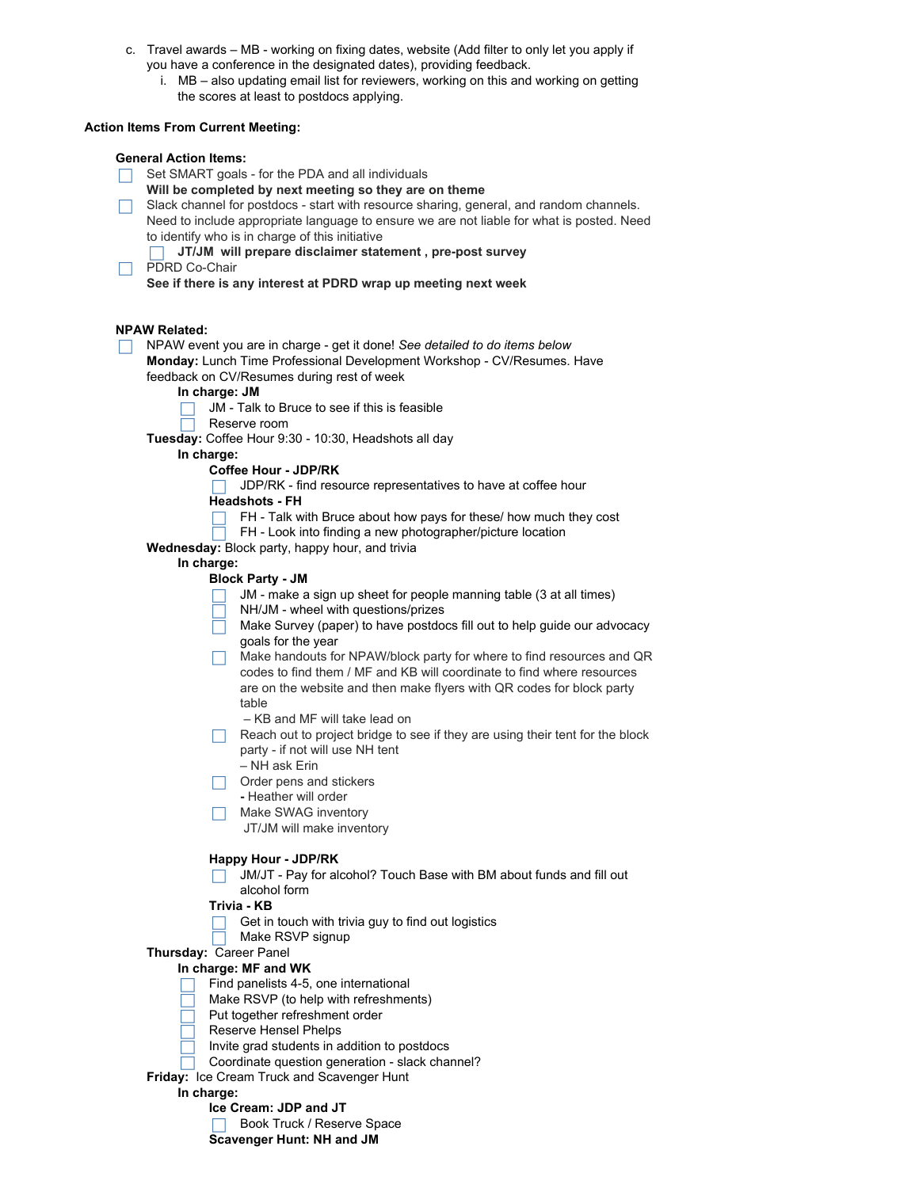c. Travel awards – MB - working on fixing dates, website (Add filter to only let you apply if you have a conference in the designated dates), providing feedback.
   i. MB – also updating email list for reviewers, working on this and working on getting the scores at least to postdocs applying.

**Action Items From Current Meeting:**

**General Action Items:**

- [ ] Set SMART goals - for the PDA and all individuals
  **Will be completed by next meeting so they are on theme**
- [ ] Slack channel for postdocs - start with resource sharing, general, and random channels. Need to include appropriate language to ensure we are not liable for what is posted. Need to identify who is in charge of this initiative
  - [ ] **JT/JM will prepare disclaimer statement , pre-post survey**
- [ ] PDRD Co-Chair
  **See if there is any interest at PDRD wrap up meeting next week**

**NPAW Related:**

- [ ] NPAW event you are in charge - get it done! *See detailed to do items below*
  **Monday:** Lunch Time Professional Development Workshop - CV/Resumes. Have feedback on CV/Resumes during rest of week
  - **In charge: JM**
    - [ ] JM - Talk to Bruce to see if this is feasible
    - [ ] Reserve room

  **Tuesday:** Coffee Hour 9:30 - 10:30, Headshots all day
  - **In charge:**
    - **Coffee Hour - JDP/RK**
      - [ ] JDP/RK - find resource representatives to have at coffee hour
    - **Headshots - FH**
      - [ ] FH - Talk with Bruce about how pays for these/ how much they cost
      - [ ] FH - Look into finding a new photographer/picture location

  **Wednesday:** Block party, happy hour, and trivia
  - **In charge:**
    - **Block Party - JM**
      - [ ] JM - make a sign up sheet for people manning table (3 at all times)
      - [ ] NH/JM - wheel with questions/prizes
      - [ ] Make Survey (paper) to have postdocs fill out to help guide our advocacy goals for the year
      - [ ] Make handouts for NPAW/block party for where to find resources and QR codes to find them / MF and KB will coordinate to find where resources are on the website and then make flyers with QR codes for block party table
        – KB and MF will take lead on
      - [ ] Reach out to project bridge to see if they are using their tent for the block party - if not will use NH tent
        – NH ask Erin
      - [ ] Order pens and stickers
        **-** Heather will order
      - [ ] Make SWAG inventory
        JT/JM will make inventory

    - **Happy Hour - JDP/RK**
      - [ ] JM/JT - Pay for alcohol? Touch Base with BM about funds and fill out alcohol form
    - **Trivia - KB**
      - [ ] Get in touch with trivia guy to find out logistics
      - [ ] Make RSVP signup

  **Thursday:** Career Panel
  - **In charge: MF and WK**
    - [ ] Find panelists 4-5, one international
    - [ ] Make RSVP (to help with refreshments)
    - [ ] Put together refreshment order
    - [ ] Reserve Hensel Phelps
    - [ ] Invite grad students in addition to postdocs
    - [ ] Coordinate question generation - slack channel?

  **Friday:** Ice Cream Truck and Scavenger Hunt
  - **In charge:**
    - **Ice Cream: JDP and JT**
      - [ ] Book Truck / Reserve Space
    - **Scavenger Hunt: NH and JM**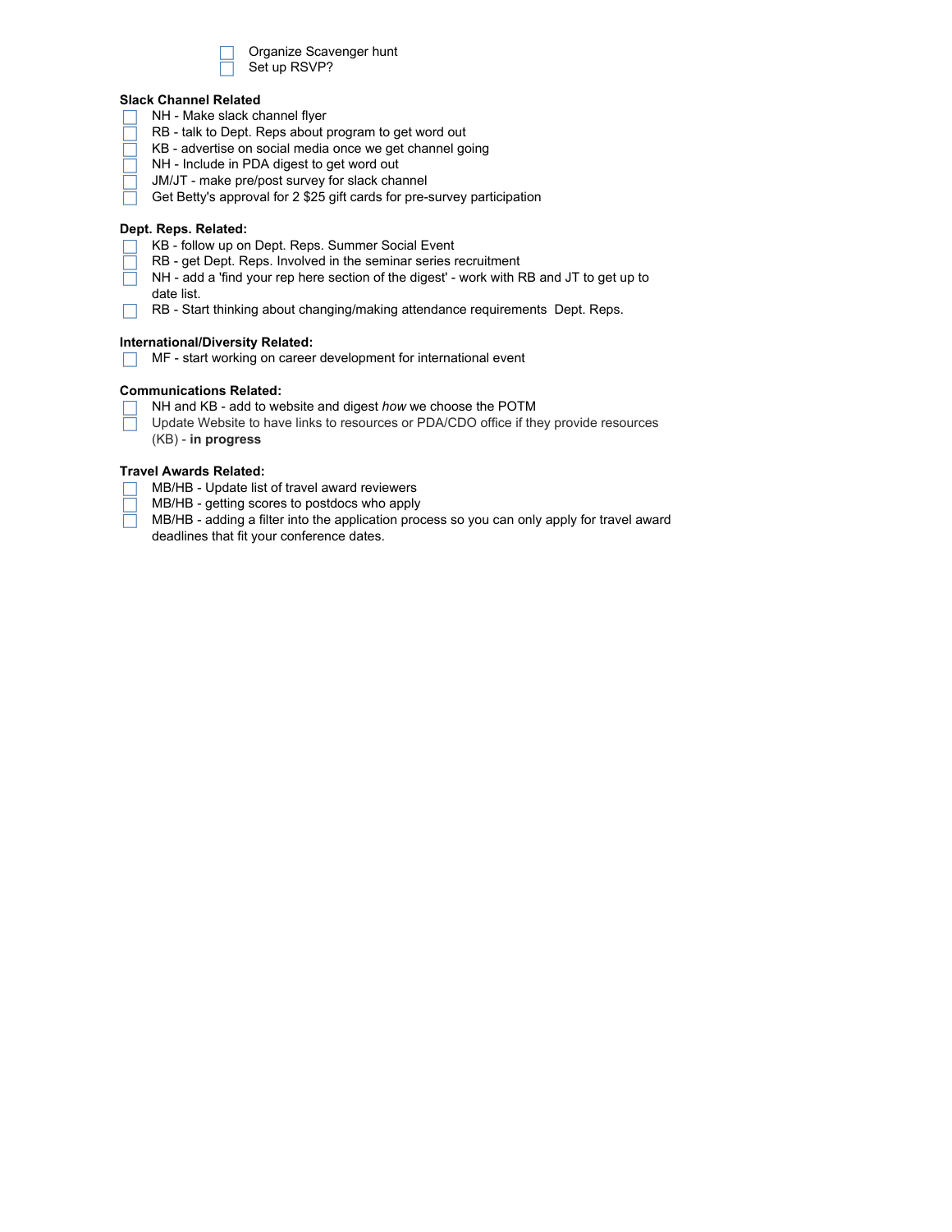- [ ] Organize Scavenger hunt
- [ ] Set up RSVP?

**Slack Channel Related**

- [ ] NH - Make slack channel flyer
- [ ] RB - talk to Dept. Reps about program to get word out
- [ ] KB - advertise on social media once we get channel going
- [ ] NH - Include in PDA digest to get word out
- [ ] JM/JT - make pre/post survey for slack channel
- [ ] Get Betty's approval for 2 $25 gift cards for pre-survey participation

**Dept. Reps. Related:**

- [ ] KB - follow up on Dept. Reps. Summer Social Event
- [ ] RB - get Dept. Reps. Involved in the seminar series recruitment
- [ ] NH - add a 'find your rep here section of the digest' - work with RB and JT to get up to date list.
- [ ] RB - Start thinking about changing/making attendance requirements Dept. Reps.

**International/Diversity Related:**

- [ ] MF - start working on career development for international event

**Communications Related:**

- [ ] NH and KB - add to website and digest *how* we choose the POTM
- [ ] Update Website to have links to resources or PDA/CDO office if they provide resources (KB) - **in progress**

**Travel Awards Related:**

- [ ] MB/HB - Update list of travel award reviewers
- [ ] MB/HB - getting scores to postdocs who apply
- [ ] MB/HB - adding a filter into the application process so you can only apply for travel award deadlines that fit your conference dates.